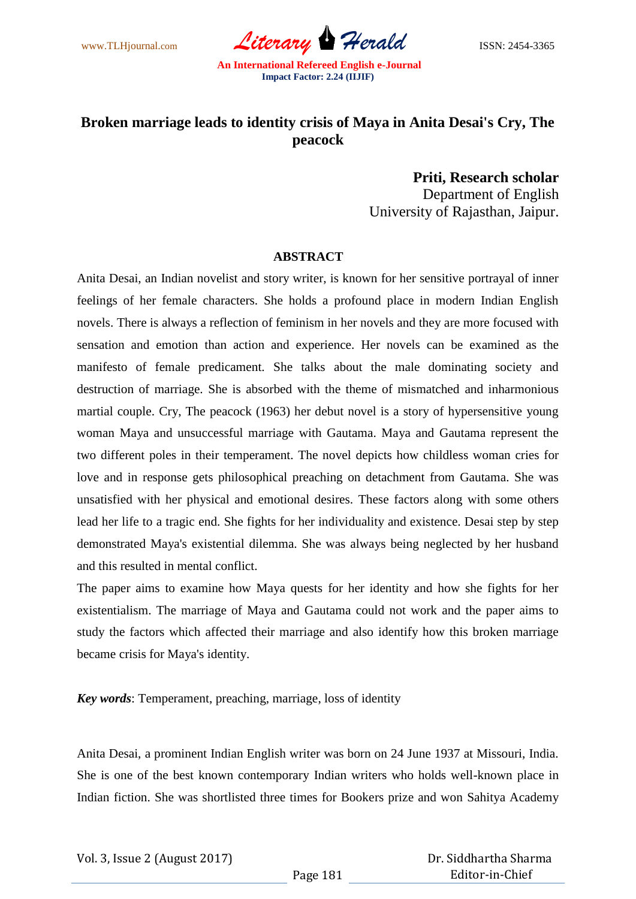# Broken marriage leads to identity crisis of Maya in Anita Desai's Cry, The peacock

**Priti, Research scholar**
Department of English
University of Rajasthan, Jaipur.

## ABSTRACT

Anita Desai, an Indian novelist and story writer, is known for her sensitive portrayal of inner feelings of her female characters. She holds a profound place in modern Indian English novels. There is always a reflection of feminism in her novels and they are more focused with sensation and emotion than action and experience. Her novels can be examined as the manifesto of female predicament. She talks about the male dominating society and destruction of marriage. She is absorbed with the theme of mismatched and inharmonious martial couple. Cry, The peacock (1963) her debut novel is a story of hypersensitive young woman Maya and unsuccessful marriage with Gautama. Maya and Gautama represent the two different poles in their temperament. The novel depicts how childless woman cries for love and in response gets philosophical preaching on detachment from Gautama. She was unsatisfied with her physical and emotional desires. These factors along with some others lead her life to a tragic end. She fights for her individuality and existence. Desai step by step demonstrated Maya's existential dilemma. She was always being neglected by her husband and this resulted in mental conflict.

The paper aims to examine how Maya quests for her identity and how she fights for her existentialism. The marriage of Maya and Gautama could not work and the paper aims to study the factors which affected their marriage and also identify how this broken marriage became crisis for Maya's identity.

***Key words***: Temperament, preaching, marriage, loss of identity

Anita Desai, a prominent Indian English writer was born on 24 June 1937 at Missouri, India. She is one of the best known contemporary Indian writers who holds well-known place in Indian fiction. She was shortlisted three times for Bookers prize and won Sahitya Academy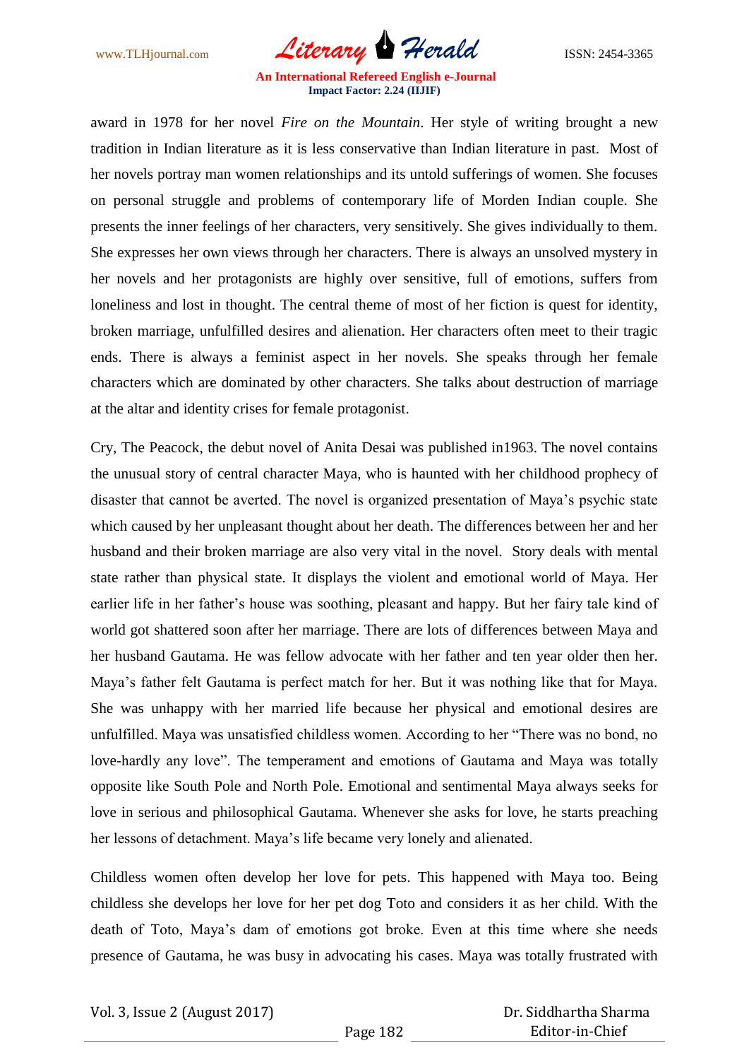award in 1978 for her novel *Fire on the Mountain*. Her style of writing brought a new tradition in Indian literature as it is less conservative than Indian literature in past. Most of her novels portray man women relationships and its untold sufferings of women. She focuses on personal struggle and problems of contemporary life of Morden Indian couple. She presents the inner feelings of her characters, very sensitively. She gives individually to them. She expresses her own views through her characters. There is always an unsolved mystery in her novels and her protagonists are highly over sensitive, full of emotions, suffers from loneliness and lost in thought. The central theme of most of her fiction is quest for identity, broken marriage, unfulfilled desires and alienation. Her characters often meet to their tragic ends. There is always a feminist aspect in her novels. She speaks through her female characters which are dominated by other characters. She talks about destruction of marriage at the altar and identity crises for female protagonist.

Cry, The Peacock, the debut novel of Anita Desai was published in1963. The novel contains the unusual story of central character Maya, who is haunted with her childhood prophecy of disaster that cannot be averted. The novel is organized presentation of Maya's psychic state which caused by her unpleasant thought about her death. The differences between her and her husband and their broken marriage are also very vital in the novel. Story deals with mental state rather than physical state. It displays the violent and emotional world of Maya. Her earlier life in her father's house was soothing, pleasant and happy. But her fairy tale kind of world got shattered soon after her marriage. There are lots of differences between Maya and her husband Gautama. He was fellow advocate with her father and ten year older then her. Maya's father felt Gautama is perfect match for her. But it was nothing like that for Maya. She was unhappy with her married life because her physical and emotional desires are unfulfilled. Maya was unsatisfied childless women. According to her "There was no bond, no love-hardly any love". The temperament and emotions of Gautama and Maya was totally opposite like South Pole and North Pole. Emotional and sentimental Maya always seeks for love in serious and philosophical Gautama. Whenever she asks for love, he starts preaching her lessons of detachment. Maya's life became very lonely and alienated.

Childless women often develop her love for pets. This happened with Maya too. Being childless she develops her love for her pet dog Toto and considers it as her child. With the death of Toto, Maya's dam of emotions got broke. Even at this time where she needs presence of Gautama, he was busy in advocating his cases. Maya was totally frustrated with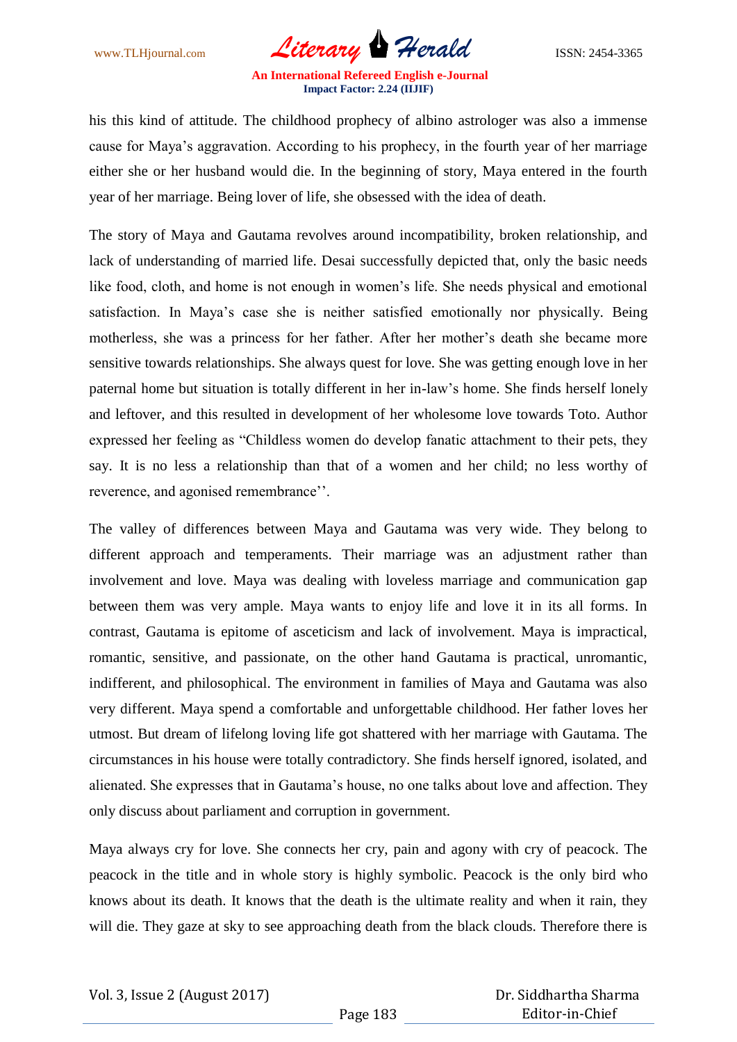his this kind of attitude. The childhood prophecy of albino astrologer was also a immense cause for Maya's aggravation. According to his prophecy, in the fourth year of her marriage either she or her husband would die. In the beginning of story, Maya entered in the fourth year of her marriage. Being lover of life, she obsessed with the idea of death.

The story of Maya and Gautama revolves around incompatibility, broken relationship, and lack of understanding of married life. Desai successfully depicted that, only the basic needs like food, cloth, and home is not enough in women's life. She needs physical and emotional satisfaction. In Maya's case she is neither satisfied emotionally nor physically. Being motherless, she was a princess for her father. After her mother's death she became more sensitive towards relationships. She always quest for love. She was getting enough love in her paternal home but situation is totally different in her in-law's home. She finds herself lonely and leftover, and this resulted in development of her wholesome love towards Toto. Author expressed her feeling as "Childless women do develop fanatic attachment to their pets, they say. It is no less a relationship than that of a women and her child; no less worthy of reverence, and agonised remembrance''.

The valley of differences between Maya and Gautama was very wide. They belong to different approach and temperaments. Their marriage was an adjustment rather than involvement and love. Maya was dealing with loveless marriage and communication gap between them was very ample. Maya wants to enjoy life and love it in its all forms. In contrast, Gautama is epitome of asceticism and lack of involvement. Maya is impractical, romantic, sensitive, and passionate, on the other hand Gautama is practical, unromantic, indifferent, and philosophical. The environment in families of Maya and Gautama was also very different. Maya spend a comfortable and unforgettable childhood. Her father loves her utmost. But dream of lifelong loving life got shattered with her marriage with Gautama. The circumstances in his house were totally contradictory. She finds herself ignored, isolated, and alienated. She expresses that in Gautama's house, no one talks about love and affection. They only discuss about parliament and corruption in government.

Maya always cry for love. She connects her cry, pain and agony with cry of peacock. The peacock in the title and in whole story is highly symbolic. Peacock is the only bird who knows about its death. It knows that the death is the ultimate reality and when it rain, they will die. They gaze at sky to see approaching death from the black clouds. Therefore there is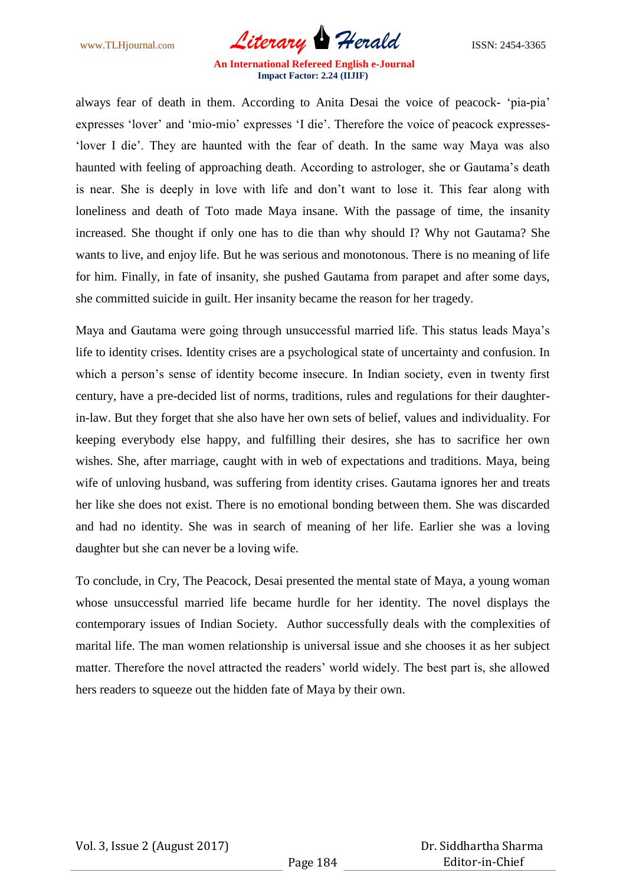always fear of death in them. According to Anita Desai the voice of peacock- 'pia-pia' expresses 'lover' and 'mio-mio' expresses 'I die'. Therefore the voice of peacock expresses- 'lover I die'. They are haunted with the fear of death. In the same way Maya was also haunted with feeling of approaching death. According to astrologer, she or Gautama's death is near. She is deeply in love with life and don't want to lose it. This fear along with loneliness and death of Toto made Maya insane. With the passage of time, the insanity increased. She thought if only one has to die than why should I? Why not Gautama? She wants to live, and enjoy life. But he was serious and monotonous. There is no meaning of life for him. Finally, in fate of insanity, she pushed Gautama from parapet and after some days, she committed suicide in guilt. Her insanity became the reason for her tragedy.

Maya and Gautama were going through unsuccessful married life. This status leads Maya's life to identity crises. Identity crises are a psychological state of uncertainty and confusion. In which a person's sense of identity become insecure. In Indian society, even in twenty first century, have a pre-decided list of norms, traditions, rules and regulations for their daughter-in-law. But they forget that she also have her own sets of belief, values and individuality. For keeping everybody else happy, and fulfilling their desires, she has to sacrifice her own wishes. She, after marriage, caught with in web of expectations and traditions. Maya, being wife of unloving husband, was suffering from identity crises. Gautama ignores her and treats her like she does not exist. There is no emotional bonding between them. She was discarded and had no identity. She was in search of meaning of her life. Earlier she was a loving daughter but she can never be a loving wife.

To conclude, in Cry, The Peacock, Desai presented the mental state of Maya, a young woman whose unsuccessful married life became hurdle for her identity. The novel displays the contemporary issues of Indian Society. Author successfully deals with the complexities of marital life. The man women relationship is universal issue and she chooses it as her subject matter. Therefore the novel attracted the readers' world widely. The best part is, she allowed hers readers to squeeze out the hidden fate of Maya by their own.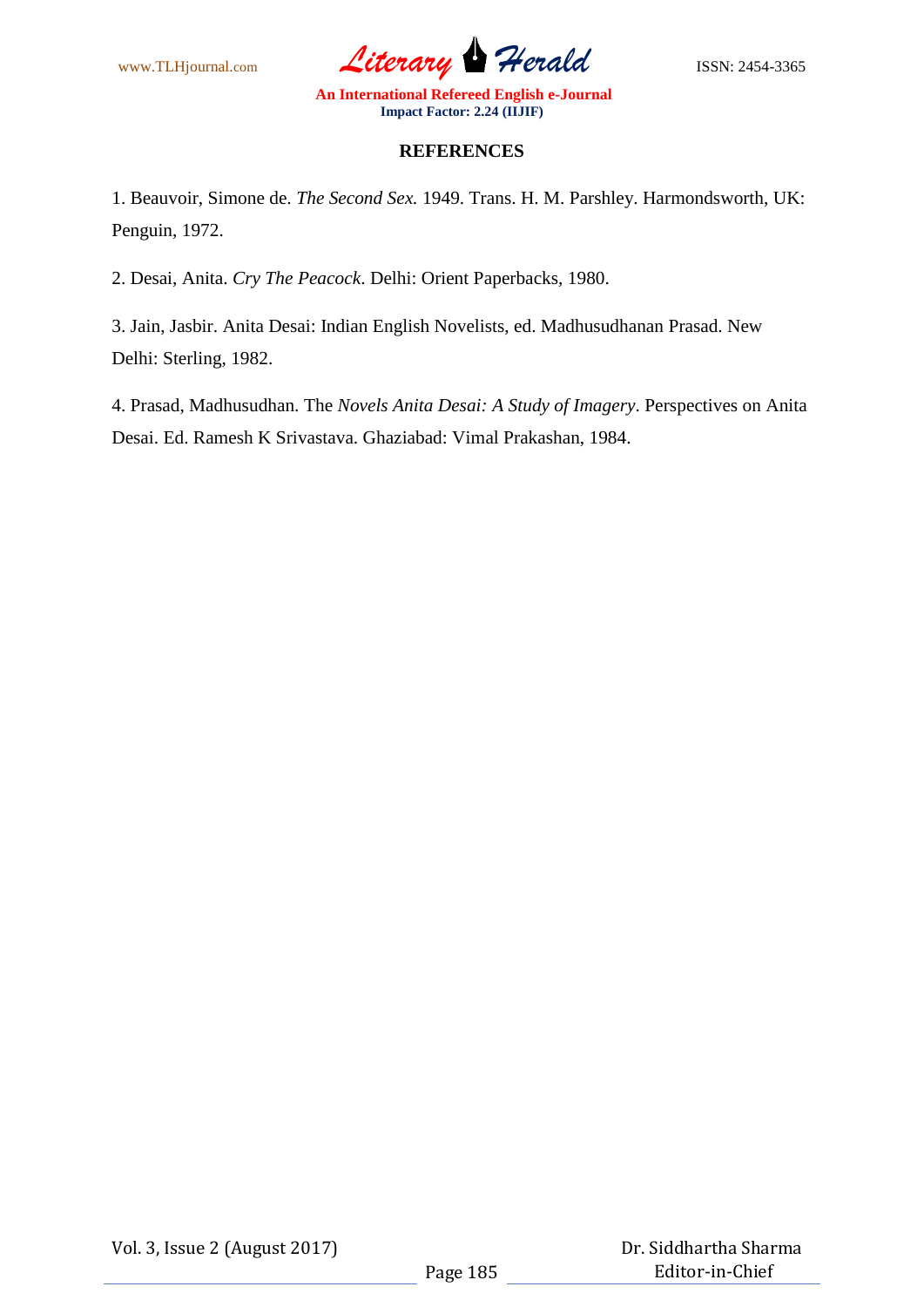## REFERENCES

1. Beauvoir, Simone de. *The Second Sex.* 1949. Trans. H. M. Parshley. Harmondsworth, UK: Penguin, 1972.

2. Desai, Anita. *Cry The Peacock*. Delhi: Orient Paperbacks, 1980.

3. Jain, Jasbir. Anita Desai: Indian English Novelists, ed. Madhusudhanan Prasad. New Delhi: Sterling, 1982.

4. Prasad, Madhusudhan. The *Novels Anita Desai: A Study of Imagery*. Perspectives on Anita Desai. Ed. Ramesh K Srivastava. Ghaziabad: Vimal Prakashan, 1984.